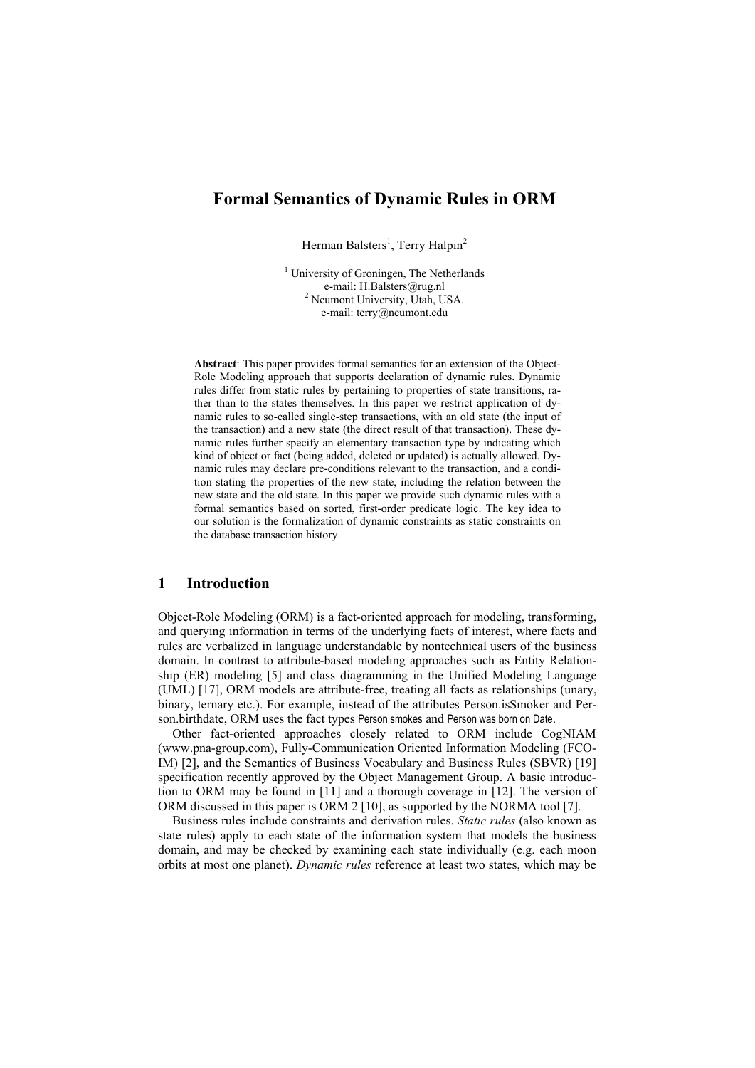# Formal Semantics of Dynamic Rules in ORM

Herman Balsters[1], Terry Halpin[2]

[1] University of Groningen, The Netherlands
e-mail: H.Balsters@rug.nl
[2] Neumont University, Utah, USA.
e-mail: terry@neumont.edu

**Abstract**: This paper provides formal semantics for an extension of the Object-Role Modeling approach that supports declaration of dynamic rules. Dynamic rules differ from static rules by pertaining to properties of state transitions, rather than to the states themselves. In this paper we restrict application of dynamic rules to so-called single-step transactions, with an old state (the input of the transaction) and a new state (the direct result of that transaction). These dynamic rules further specify an elementary transaction type by indicating which kind of object or fact (being added, deleted or updated) is actually allowed. Dynamic rules may declare pre-conditions relevant to the transaction, and a condition stating the properties of the new state, including the relation between the new state and the old state. In this paper we provide such dynamic rules with a formal semantics based on sorted, first-order predicate logic. The key idea to our solution is the formalization of dynamic constraints as static constraints on the database transaction history.

## 1 Introduction

Object-Role Modeling (ORM) is a fact-oriented approach for modeling, transforming, and querying information in terms of the underlying facts of interest, where facts and rules are verbalized in language understandable by nontechnical users of the business domain. In contrast to attribute-based modeling approaches such as Entity Relationship (ER) modeling [5] and class diagramming in the Unified Modeling Language (UML) [17], ORM models are attribute-free, treating all facts as relationships (unary, binary, ternary etc.). For example, instead of the attributes Person.isSmoker and Person.birthdate, ORM uses the fact types Person smokes and Person was born on Date.

Other fact-oriented approaches closely related to ORM include CogNIAM (www.pna-group.com), Fully-Communication Oriented Information Modeling (FCO-IM) [2], and the Semantics of Business Vocabulary and Business Rules (SBVR) [19] specification recently approved by the Object Management Group. A basic introduction to ORM may be found in [11] and a thorough coverage in [12]. The version of ORM discussed in this paper is ORM 2 [10], as supported by the NORMA tool [7].

Business rules include constraints and derivation rules. *Static rules* (also known as state rules) apply to each state of the information system that models the business domain, and may be checked by examining each state individually (e.g. each moon orbits at most one planet). *Dynamic rules* reference at least two states, which may be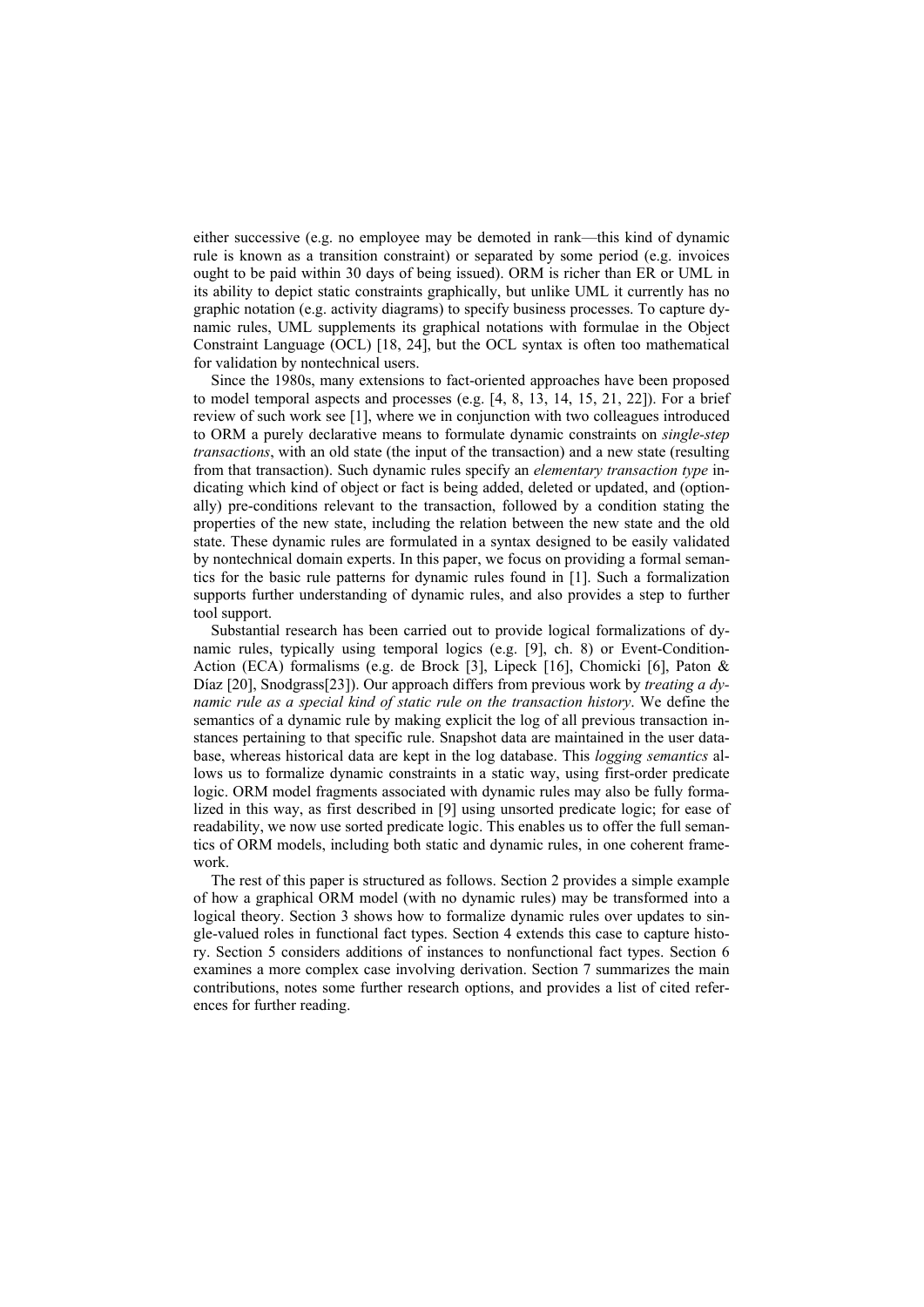either successive (e.g. no employee may be demoted in rank—this kind of dynamic rule is known as a transition constraint) or separated by some period (e.g. invoices ought to be paid within 30 days of being issued). ORM is richer than ER or UML in its ability to depict static constraints graphically, but unlike UML it currently has no graphic notation (e.g. activity diagrams) to specify business processes. To capture dynamic rules, UML supplements its graphical notations with formulae in the Object Constraint Language (OCL) [18, 24], but the OCL syntax is often too mathematical for validation by nontechnical users.

Since the 1980s, many extensions to fact-oriented approaches have been proposed to model temporal aspects and processes (e.g. [4, 8, 13, 14, 15, 21, 22]). For a brief review of such work see [1], where we in conjunction with two colleagues introduced to ORM a purely declarative means to formulate dynamic constraints on *single-step transactions*, with an old state (the input of the transaction) and a new state (resulting from that transaction). Such dynamic rules specify an *elementary transaction type* indicating which kind of object or fact is being added, deleted or updated, and (optionally) pre-conditions relevant to the transaction, followed by a condition stating the properties of the new state, including the relation between the new state and the old state. These dynamic rules are formulated in a syntax designed to be easily validated by nontechnical domain experts. In this paper, we focus on providing a formal semantics for the basic rule patterns for dynamic rules found in [1]. Such a formalization supports further understanding of dynamic rules, and also provides a step to further tool support.

Substantial research has been carried out to provide logical formalizations of dynamic rules, typically using temporal logics (e.g. [9], ch. 8) or Event-Condition-Action (ECA) formalisms (e.g. de Brock [3], Lipeck [16], Chomicki [6], Paton & Díaz [20], Snodgrass[23]). Our approach differs from previous work by *treating a dynamic rule as a special kind of static rule on the transaction history*. We define the semantics of a dynamic rule by making explicit the log of all previous transaction instances pertaining to that specific rule. Snapshot data are maintained in the user database, whereas historical data are kept in the log database. This *logging semantics* allows us to formalize dynamic constraints in a static way, using first-order predicate logic. ORM model fragments associated with dynamic rules may also be fully formalized in this way, as first described in [9] using unsorted predicate logic; for ease of readability, we now use sorted predicate logic. This enables us to offer the full semantics of ORM models, including both static and dynamic rules, in one coherent framework.

The rest of this paper is structured as follows. Section 2 provides a simple example of how a graphical ORM model (with no dynamic rules) may be transformed into a logical theory. Section 3 shows how to formalize dynamic rules over updates to single-valued roles in functional fact types. Section 4 extends this case to capture history. Section 5 considers additions of instances to nonfunctional fact types. Section 6 examines a more complex case involving derivation. Section 7 summarizes the main contributions, notes some further research options, and provides a list of cited references for further reading.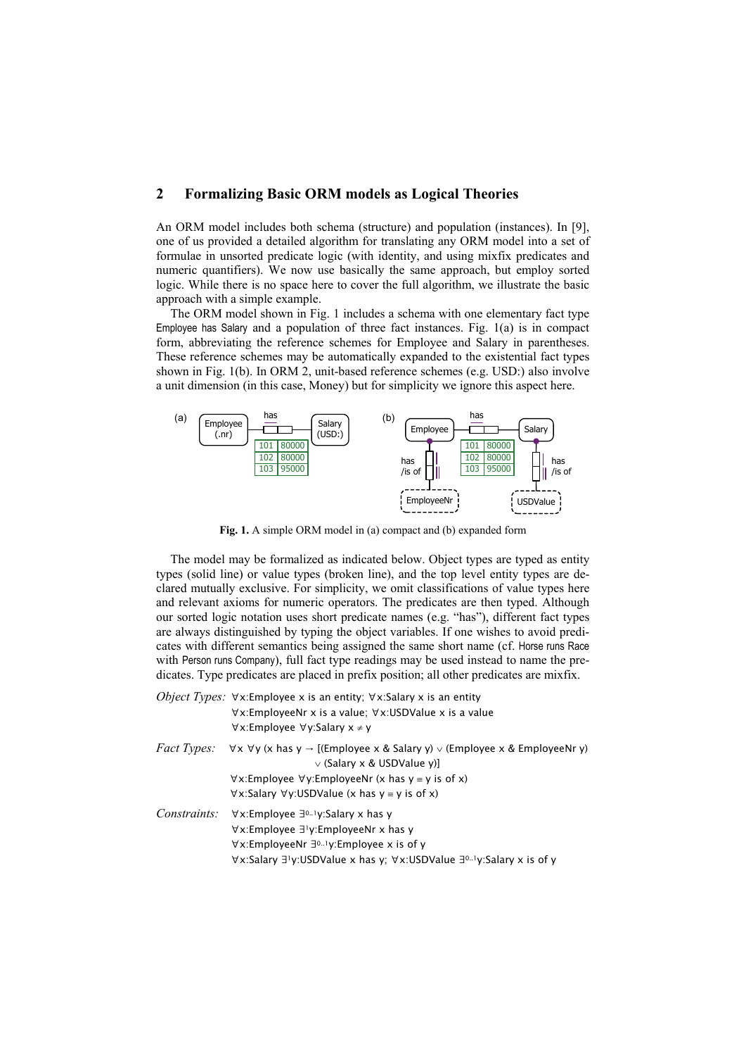## 2 Formalizing Basic ORM models as Logical Theories

An ORM model includes both schema (structure) and population (instances). In [9], one of us provided a detailed algorithm for translating any ORM model into a set of formulae in unsorted predicate logic (with identity, and using mixfix predicates and numeric quantifiers). We now use basically the same approach, but employ sorted logic. While there is no space here to cover the full algorithm, we illustrate the basic approach with a simple example.

The ORM model shown in Fig. 1 includes a schema with one elementary fact type Employee has Salary and a population of three fact instances. Fig. 1(a) is in compact form, abbreviating the reference schemes for Employee and Salary in parentheses. These reference schemes may be automatically expanded to the existential fact types shown in Fig. 1(b). In ORM 2, unit-based reference schemes (e.g. USD:) also involve a unit dimension (in this case, Money) but for simplicity we ignore this aspect here.

(a) Employee (.nr) has Salary (USD:)

101 80000
102 80000
103 95000

(b) Employee has Salary; has /is of EmployeeNr; has /is of USDValue

101 80000
102 80000
103 95000

**Fig. 1.** A simple ORM model in (a) compact and (b) expanded form

The model may be formalized as indicated below. Object types are typed as entity types (solid line) or value types (broken line), and the top level entity types are declared mutually exclusive. For simplicity, we omit classifications of value types here and relevant axioms for numeric operators. The predicates are then typed. Although our sorted logic notation uses short predicate names (e.g. "has"), different fact types are always distinguished by typing the object variables. If one wishes to avoid predicates with different semantics being assigned the same short name (cf. Horse runs Race with Person runs Company), full fact type readings may be used instead to name the predicates. Type predicates are placed in prefix position; all other predicates are mixfix.

*Object Types:* $\forall$x:Employee x is an entity; $\forall$x:Salary x is an entity
$\forall$x:EmployeeNr x is a value; $\forall$x:USDValue x is a value
$\forall$x:Employee $\forall$y:Salary x $\neq$ y

*Fact Types:* $\forall$x $\forall$y (x has y $\rightarrow$ [(Employee x & Salary y) $\vee$ (Employee x & EmployeeNr y) $\vee$ (Salary x & USDValue y)]
$\forall$x:Employee $\forall$y:EmployeeNr (x has y $\equiv$ y is of x)
$\forall$x:Salary $\forall$y:USDValue (x has y $\equiv$ y is of x)

*Constraints:* $\forall$x:Employee $\exists^{0..1}$y:Salary x has y
$\forall$x:Employee $\exists^{1}$y:EmployeeNr x has y
$\forall$x:EmployeeNr $\exists^{0..1}$y:Employee x is of y
$\forall$x:Salary $\exists^{1}$y:USDValue x has y; $\forall$x:USDValue $\exists^{0..1}$y:Salary x is of y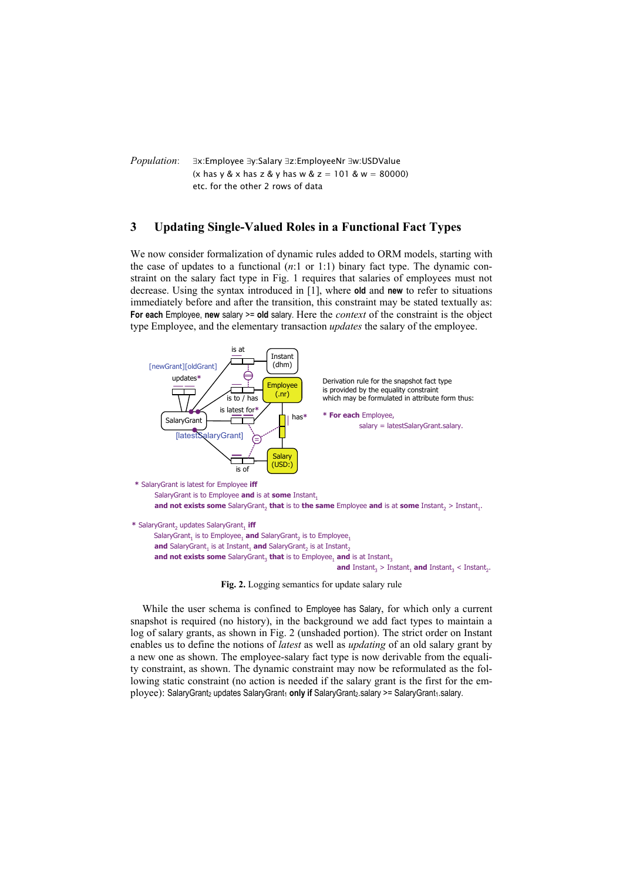*Population*: ∃x:Employee ∃y:Salary ∃z:EmployeeNr ∃w:USDValue
(x has y & x has z & y has w & z = 101 & w = 80000)
etc. for the other 2 rows of data

## 3 Updating Single-Valued Roles in a Functional Fact Types

We now consider formalization of dynamic rules added to ORM models, starting with the case of updates to a functional (*n*:1 or 1:1) binary fact type. The dynamic constraint on the salary fact type in Fig. 1 requires that salaries of employees must not decrease. Using the syntax introduced in [1], where **old** and **new** to refer to situations immediately before and after the transition, this constraint may be stated textually as: **For each** Employee, **new** salary >= **old** salary. Here the *context* of the constraint is the object type Employee, and the elementary transaction *updates* the salary of the employee.

Derivation rule for the snapshot fact type is provided by the equality constraint which may be formulated in attribute form thus:

\* **For each** Employee,
salary = latestSalaryGrant.salary.

\* SalaryGrant is latest for Employee **iff**
SalaryGrant is to Employee **and** is at **some** Instant$_1$
**and not exists some** SalaryGrant$_2$ **that** is to **the same** Employee **and** is at **some** Instant$_2$ > Instant$_1$.

\* SalaryGrant$_2$ updates SalaryGrant$_1$ **iff**
SalaryGrant$_1$ is to Employee$_1$ **and** SalaryGrant$_2$ is to Employee$_1$
**and** SalaryGrant$_1$ is at Instant$_1$ **and** SalaryGrant$_2$ is at Instant$_2$
**and not exists some** SalaryGrant$_3$ **that** is to Employee$_1$ **and** is at Instant$_3$
**and** Instant$_3$ > Instant$_1$ **and** Instant$_3$ < Instant$_2$.

**Fig. 2.** Logging semantics for update salary rule

While the user schema is confined to Employee has Salary, for which only a current snapshot is required (no history), in the background we add fact types to maintain a log of salary grants, as shown in Fig. 2 (unshaded portion). The strict order on Instant enables us to define the notions of *latest* as well as *updating* of an old salary grant by a new one as shown. The employee-salary fact type is now derivable from the equality constraint, as shown. The dynamic constraint may now be reformulated as the following static constraint (no action is needed if the salary grant is the first for the employee): SalaryGrant$_2$ updates SalaryGrant$_1$ **only if** SalaryGrant$_2$.salary >= SalaryGrant$_1$.salary.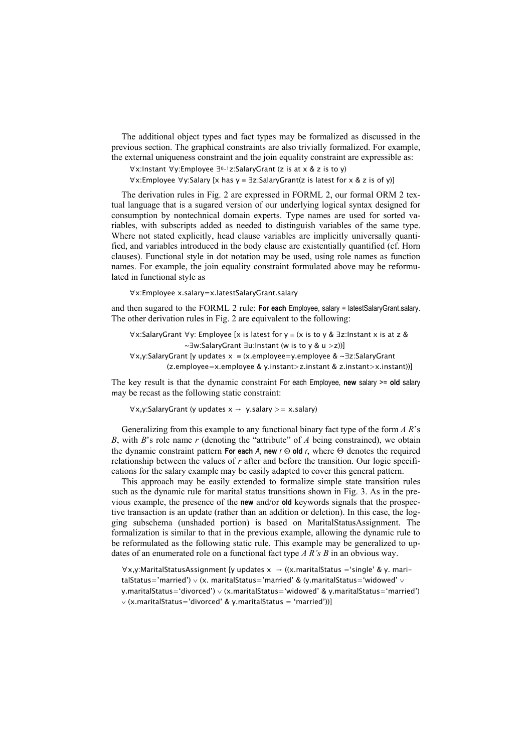The additional object types and fact types may be formalized as discussed in the previous section. The graphical constraints are also trivially formalized. For example, the external uniqueness constraint and the join equality constraint are expressible as:

$\forall$x:Instant $\forall$y:Employee $\exists^{0..1}$z:SalaryGrant (z is at x & z is to y)

$\forall$x:Employee $\forall$y:Salary [x has y $\equiv$ $\exists$z:SalaryGrant(z is latest for x & z is of y)]

The derivation rules in Fig. 2 are expressed in FORML 2, our formal ORM 2 textual language that is a sugared version of our underlying logical syntax designed for consumption by nontechnical domain experts. Type names are used for sorted variables, with subscripts added as needed to distinguish variables of the same type. Where not stated explicitly, head clause variables are implicitly universally quantified, and variables introduced in the body clause are existentially quantified (cf. Horn clauses). Functional style in dot notation may be used, using role names as function names. For example, the join equality constraint formulated above may be reformulated in functional style as

$\forall$x:Employee x.salary=x.latestSalaryGrant.salary

and then sugared to the FORML 2 rule: **For each** Employee, salary = latestSalaryGrant.salary. The other derivation rules in Fig. 2 are equivalent to the following:

$\forall$x:SalaryGrant $\forall$y: Employee [x is latest for y $\equiv$ (x is to y & $\exists$z:Instant x is at z & ~$\exists$w:SalaryGrant $\exists$u:Instant (w is to y & u >z))]

$\forall$x,y:SalaryGrant [y updates x $\equiv$ (x.employee=y.employee & ~$\exists$z:SalaryGrant (z.employee=x.employee & y.instant>z.instant & z.instant>x.instant))]

The key result is that the dynamic constraint For each Employee, **new** salary >= **old** salary may be recast as the following static constraint:

$\forall$x,y:SalaryGrant (y updates x $\rightarrow$ y.salary >= x.salary)

Generalizing from this example to any functional binary fact type of the form *A R*'s *B*, with *B*'s role name *r* (denoting the "attribute" of *A* being constrained), we obtain the dynamic constraint pattern **For each** *A*, **new** *r* $\Theta$ **old** *r*, where $\Theta$ denotes the required relationship between the values of *r* after and before the transition. Our logic specifications for the salary example may be easily adapted to cover this general pattern.

This approach may be easily extended to formalize simple state transition rules such as the dynamic rule for marital status transitions shown in Fig. 3. As in the previous example, the presence of the **new** and/or **old** keywords signals that the prospective transaction is an update (rather than an addition or deletion). In this case, the logging subschema (unshaded portion) is based on MaritalStatusAssignment. The formalization is similar to that in the previous example, allowing the dynamic rule to be reformulated as the following static rule. This example may be generalized to updates of an enumerated role on a functional fact type *A R's B* in an obvious way.

$\forall$x,y:MaritalStatusAssignment [y updates x $\rightarrow$ ((x.maritalStatus ='single' & y. maritalStatus='married') $\vee$ (x. maritalStatus='married' & (y.maritalStatus='widowed' $\vee$ y.maritalStatus='divorced') $\vee$ (x.maritalStatus='widowed' & y.maritalStatus='married') $\vee$ (x.maritalStatus='divorced' & y.maritalStatus = 'married'))]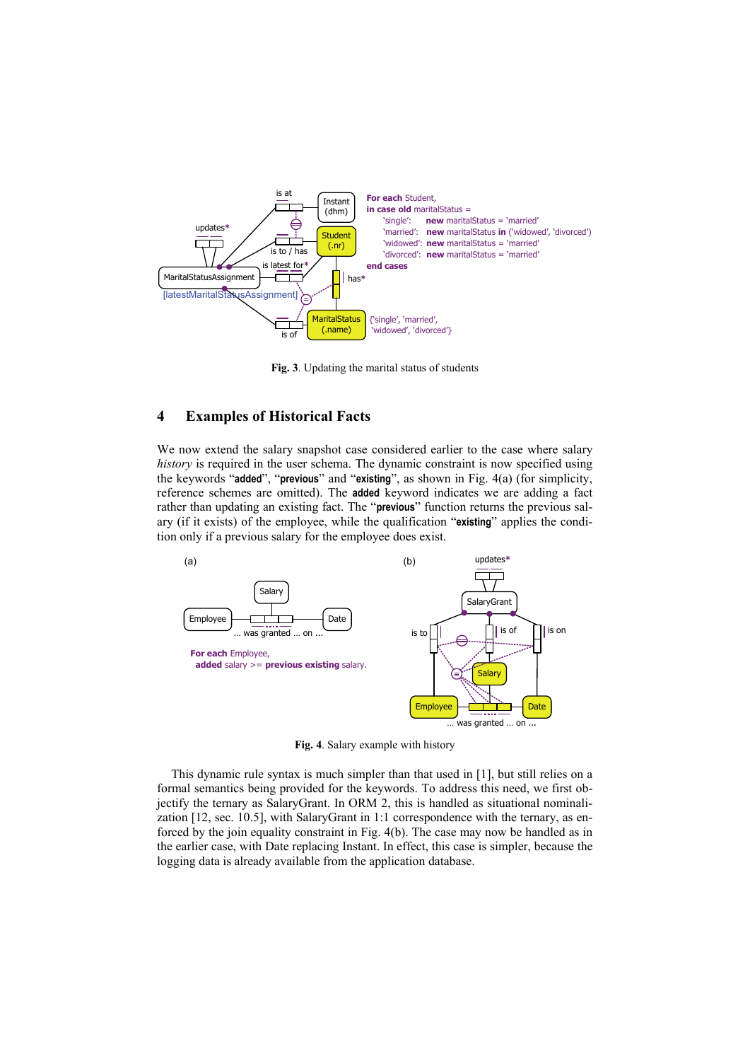For each Student,
in case old maritalStatus =
'single': new maritalStatus = 'married'
'married': new maritalStatus in ('widowed', 'divorced')
'widowed': new maritalStatus = 'married'
'divorced': new maritalStatus = 'married'
end cases

**Fig. 3**. Updating the marital status of students

## 4 Examples of Historical Facts

We now extend the salary snapshot case considered earlier to the case where salary *history* is required in the user schema. The dynamic constraint is now specified using the keywords "**added**", "**previous**" and "**existing**", as shown in Fig. 4(a) (for simplicity, reference schemes are omitted). The **added** keyword indicates we are adding a fact rather than updating an existing fact. The "**previous**" function returns the previous salary (if it exists) of the employee, while the qualification "**existing**" applies the condition only if a previous salary for the employee does exist.

(a)

For each Employee,
added salary >= previous existing salary.

(b)

**Fig. 4**. Salary example with history

This dynamic rule syntax is much simpler than that used in [1], but still relies on a formal semantics being provided for the keywords. To address this need, we first objectify the ternary as SalaryGrant. In ORM 2, this is handled as situational nominalization [12, sec. 10.5], with SalaryGrant in 1:1 correspondence with the ternary, as enforced by the join equality constraint in Fig. 4(b). The case may now be handled as in the earlier case, with Date replacing Instant. In effect, this case is simpler, because the logging data is already available from the application database.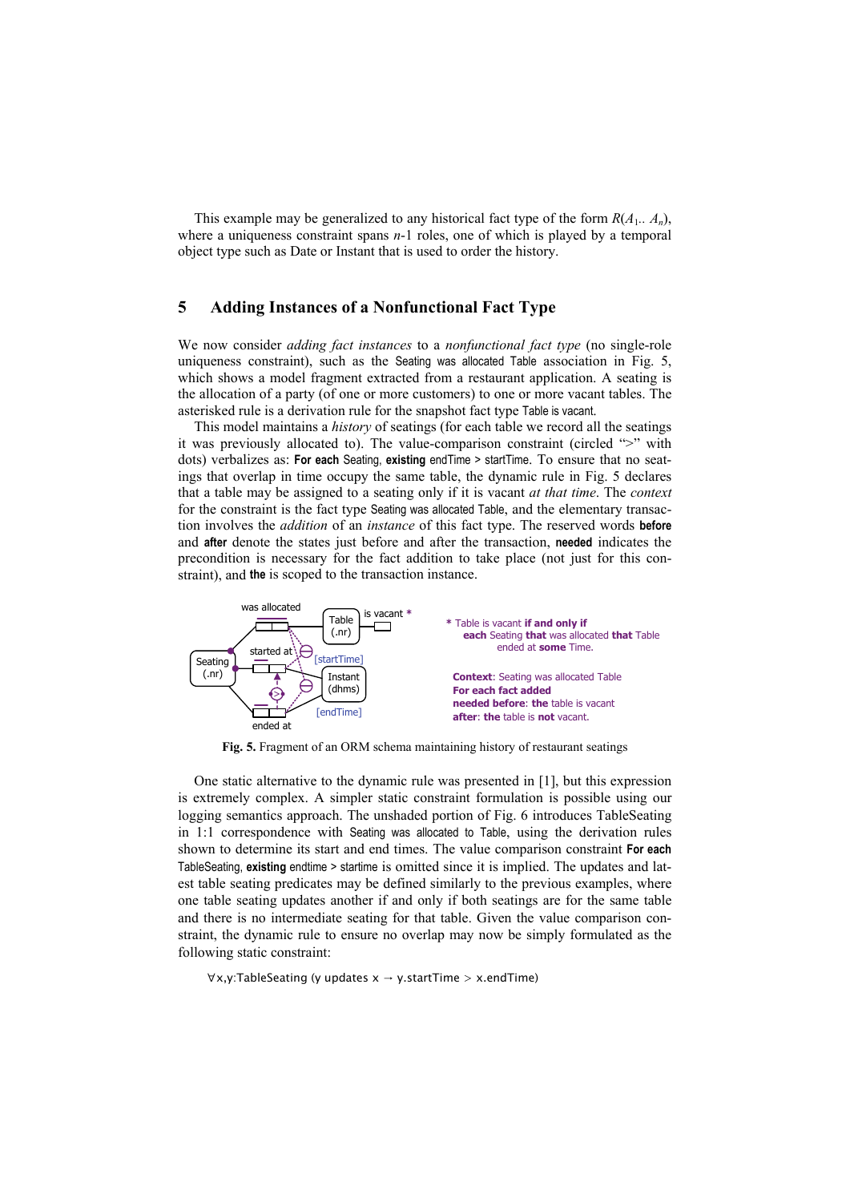This example may be generalized to any historical fact type of the form $R(A_1.. A_n)$, where a uniqueness constraint spans $n$-1 roles, one of which is played by a temporal object type such as Date or Instant that is used to order the history.

## 5 Adding Instances of a Nonfunctional Fact Type

We now consider *adding fact instances* to a *nonfunctional fact type* (no single-role uniqueness constraint), such as the Seating was allocated Table association in Fig. 5, which shows a model fragment extracted from a restaurant application. A seating is the allocation of a party (of one or more customers) to one or more vacant tables. The asterisked rule is a derivation rule for the snapshot fact type Table is vacant.

This model maintains a *history* of seatings (for each table we record all the seatings it was previously allocated to). The value-comparison constraint (circled ">" with dots) verbalizes as: **For each** Seating, **existing** endTime > startTime. To ensure that no seatings that overlap in time occupy the same table, the dynamic rule in Fig. 5 declares that a table may be assigned to a seating only if it is vacant *at that time*. The *context* for the constraint is the fact type Seating was allocated Table, and the elementary transaction involves the *addition* of an *instance* of this fact type. The reserved words **before** and **after** denote the states just before and after the transaction, **needed** indicates the precondition is necessary for the fact addition to take place (not just for this constraint), and **the** is scoped to the transaction instance.

\* Table is vacant **if and only if**
**each** Seating **that** was allocated **that** Table ended at **some** Time.

**Context**: Seating was allocated Table
**For each fact added**
**needed before**: **the** table is vacant
**after**: **the** table is **not** vacant.

**Fig. 5.** Fragment of an ORM schema maintaining history of restaurant seatings

One static alternative to the dynamic rule was presented in [1], but this expression is extremely complex. A simpler static constraint formulation is possible using our logging semantics approach. The unshaded portion of Fig. 6 introduces TableSeating in 1:1 correspondence with Seating was allocated to Table, using the derivation rules shown to determine its start and end times. The value comparison constraint **For each** TableSeating, **existing** endtime > starttime is omitted since it is implied. The updates and latest table seating predicates may be defined similarly to the previous examples, where one table seating updates another if and only if both seatings are for the same table and there is no intermediate seating for that table. Given the value comparison constraint, the dynamic rule to ensure no overlap may now be simply formulated as the following static constraint:

$\forall$x,y:TableSeating (y updates x → y.startTime > x.endTime)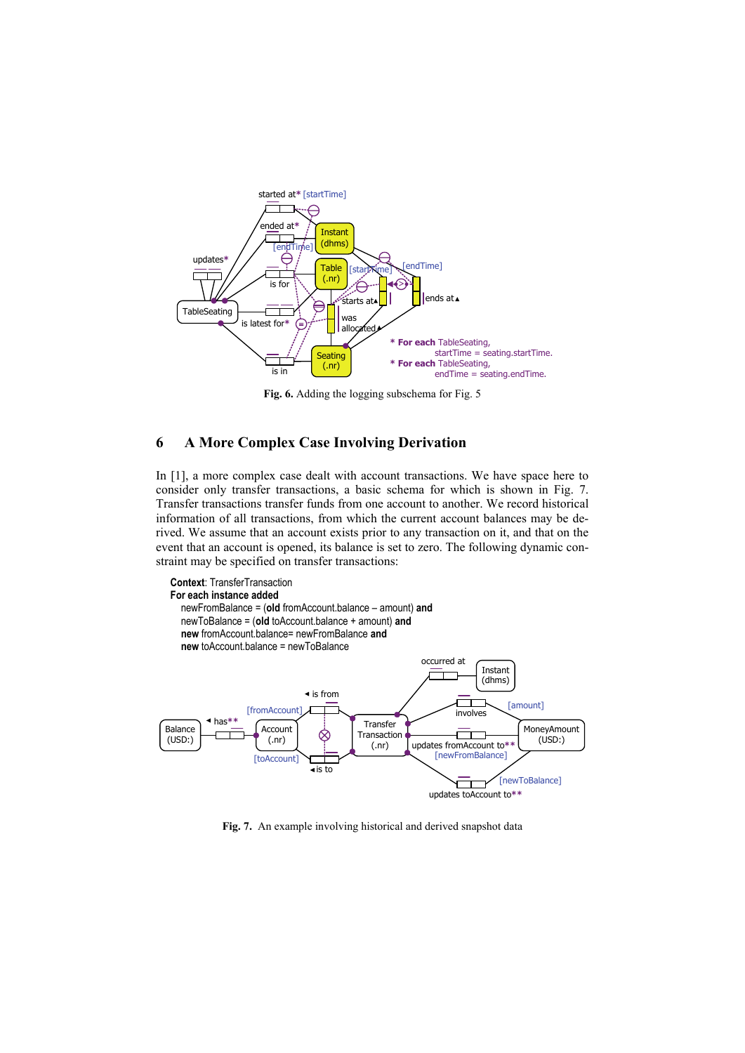**Fig. 6.** Adding the logging subschema for Fig. 5

## 6 A More Complex Case Involving Derivation

In [1], a more complex case dealt with account transactions. We have space here to consider only transfer transactions, a basic schema for which is shown in Fig. 7. Transfer transactions transfer funds from one account to another. We record historical information of all transactions, from which the current account balances may be derived. We assume that an account exists prior to any transaction on it, and that on the event that an account is opened, its balance is set to zero. The following dynamic constraint may be specified on transfer transactions:

**Context**: TransferTransaction
**For each instance added**
newFromBalance = (**old** fromAccount.balance – amount) **and**
newToBalance = (**old** toAccount.balance + amount) **and**
**new** fromAccount.balance= newFromBalance **and**
**new** toAccount.balance = newToBalance

**Fig. 7.** An example involving historical and derived snapshot data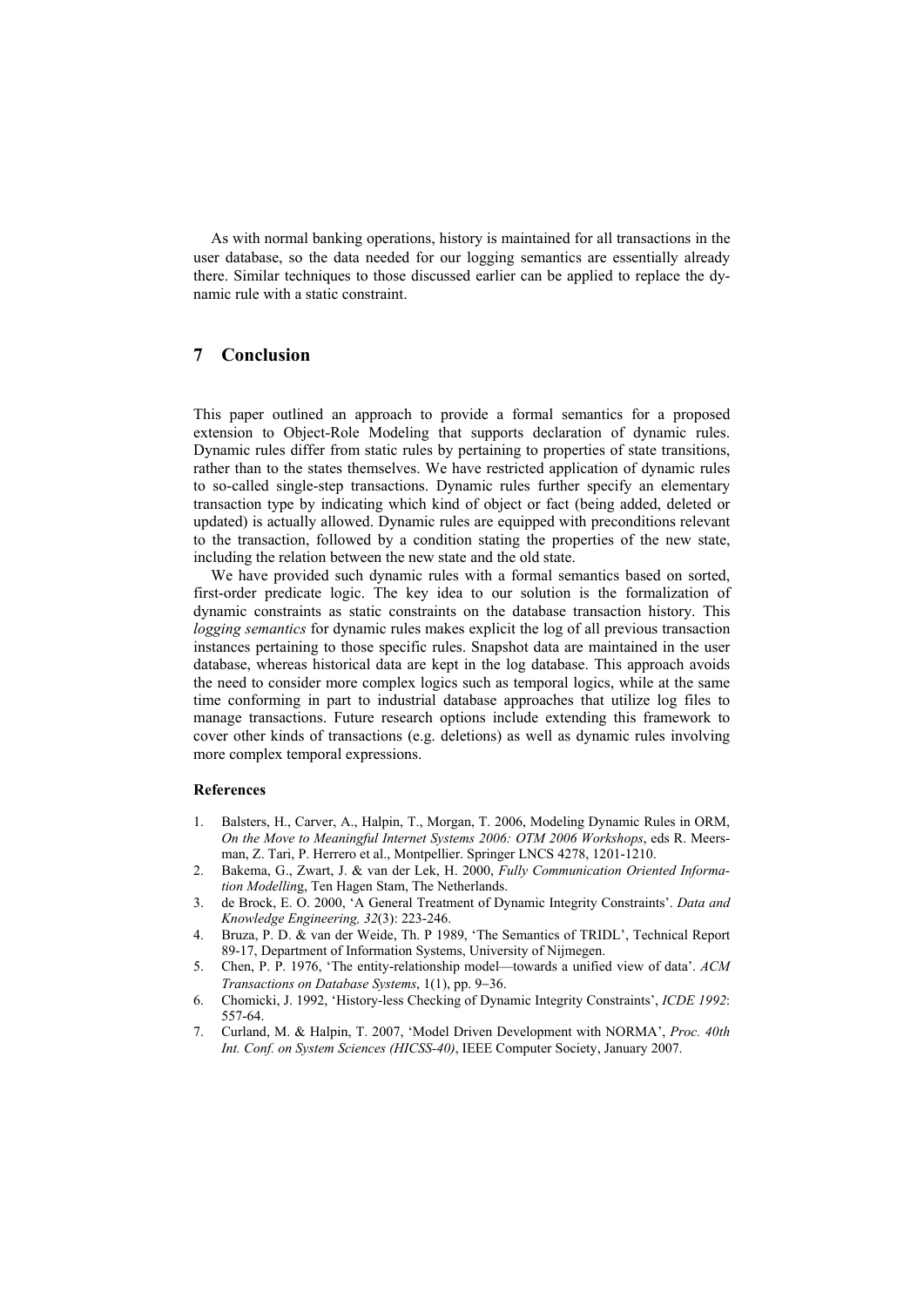As with normal banking operations, history is maintained for all transactions in the user database, so the data needed for our logging semantics are essentially already there. Similar techniques to those discussed earlier can be applied to replace the dynamic rule with a static constraint.

## 7 Conclusion

This paper outlined an approach to provide a formal semantics for a proposed extension to Object-Role Modeling that supports declaration of dynamic rules. Dynamic rules differ from static rules by pertaining to properties of state transitions, rather than to the states themselves. We have restricted application of dynamic rules to so-called single-step transactions. Dynamic rules further specify an elementary transaction type by indicating which kind of object or fact (being added, deleted or updated) is actually allowed. Dynamic rules are equipped with preconditions relevant to the transaction, followed by a condition stating the properties of the new state, including the relation between the new state and the old state.

We have provided such dynamic rules with a formal semantics based on sorted, first-order predicate logic. The key idea to our solution is the formalization of dynamic constraints as static constraints on the database transaction history. This *logging semantics* for dynamic rules makes explicit the log of all previous transaction instances pertaining to those specific rules. Snapshot data are maintained in the user database, whereas historical data are kept in the log database. This approach avoids the need to consider more complex logics such as temporal logics, while at the same time conforming in part to industrial database approaches that utilize log files to manage transactions. Future research options include extending this framework to cover other kinds of transactions (e.g. deletions) as well as dynamic rules involving more complex temporal expressions.

### References

1. Balsters, H., Carver, A., Halpin, T., Morgan, T. 2006, Modeling Dynamic Rules in ORM, *On the Move to Meaningful Internet Systems 2006: OTM 2006 Workshops*, eds R. Meersman, Z. Tari, P. Herrero et al., Montpellier. Springer LNCS 4278, 1201-1210.
2. Bakema, G., Zwart, J. & van der Lek, H. 2000, *Fully Communication Oriented Information Modelling*, Ten Hagen Stam, The Netherlands.
3. de Brock, E. O. 2000, 'A General Treatment of Dynamic Integrity Constraints'. *Data and Knowledge Engineering, 32*(3): 223-246.
4. Bruza, P. D. & van der Weide, Th. P 1989, 'The Semantics of TRIDL', Technical Report 89-17, Department of Information Systems, University of Nijmegen.
5. Chen, P. P. 1976, 'The entity-relationship model—towards a unified view of data'. *ACM Transactions on Database Systems*, 1(1), pp. 9–36.
6. Chomicki, J. 1992, 'History-less Checking of Dynamic Integrity Constraints', *ICDE 1992*: 557-64.
7. Curland, M. & Halpin, T. 2007, 'Model Driven Development with NORMA', *Proc. 40th Int. Conf. on System Sciences (HICSS-40)*, IEEE Computer Society, January 2007.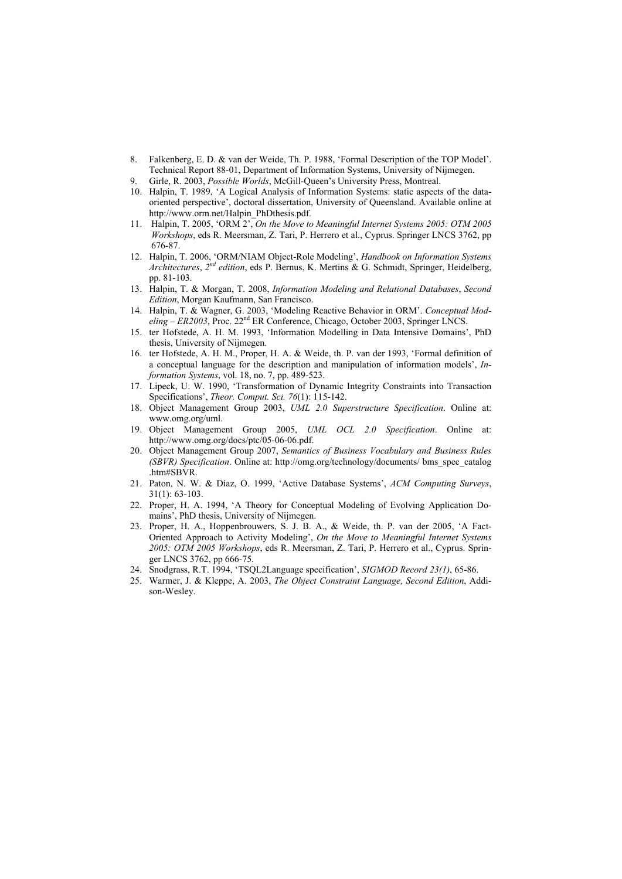8. Falkenberg, E. D. & van der Weide, Th. P. 1988, 'Formal Description of the TOP Model'. Technical Report 88-01, Department of Information Systems, University of Nijmegen.
9. Girle, R. 2003, *Possible Worlds*, McGill-Queen's University Press, Montreal.
10. Halpin, T. 1989, 'A Logical Analysis of Information Systems: static aspects of the data-oriented perspective', doctoral dissertation, University of Queensland. Available online at http://www.orm.net/Halpin_PhDthesis.pdf.
11. Halpin, T. 2005, 'ORM 2', *On the Move to Meaningful Internet Systems 2005: OTM 2005 Workshops*, eds R. Meersman, Z. Tari, P. Herrero et al., Cyprus. Springer LNCS 3762, pp 676-87.
12. Halpin, T. 2006, 'ORM/NIAM Object-Role Modeling', *Handbook on Information Systems Architectures*, *2nd edition*, eds P. Bernus, K. Mertins & G. Schmidt, Springer, Heidelberg, pp. 81-103.
13. Halpin, T. & Morgan, T. 2008, *Information Modeling and Relational Databases*, *Second Edition*, Morgan Kaufmann, San Francisco.
14. Halpin, T. & Wagner, G. 2003, 'Modeling Reactive Behavior in ORM'. *Conceptual Modeling – ER2003*, Proc. 22nd ER Conference, Chicago, October 2003, Springer LNCS.
15. ter Hofstede, A. H. M. 1993, 'Information Modelling in Data Intensive Domains', PhD thesis, University of Nijmegen.
16. ter Hofstede, A. H. M., Proper, H. A. & Weide, th. P. van der 1993, 'Formal definition of a conceptual language for the description and manipulation of information models', *Information Systems*, vol. 18, no. 7, pp. 489-523.
17. Lipeck, U. W. 1990, 'Transformation of Dynamic Integrity Constraints into Transaction Specifications', *Theor. Comput. Sci. 76*(1): 115-142.
18. Object Management Group 2003, *UML 2.0 Superstructure Specification*. Online at: www.omg.org/uml.
19. Object Management Group 2005, *UML OCL 2.0 Specification*. Online at: http://www.omg.org/docs/ptc/05-06-06.pdf.
20. Object Management Group 2007, *Semantics of Business Vocabulary and Business Rules (SBVR) Specification*. Online at: http://omg.org/technology/documents/ bms_spec_catalog .htm#SBVR.
21. Paton, N. W. & Díaz, O. 1999, 'Active Database Systems', *ACM Computing Surveys*, 31(1): 63-103.
22. Proper, H. A. 1994, 'A Theory for Conceptual Modeling of Evolving Application Domains', PhD thesis, University of Nijmegen.
23. Proper, H. A., Hoppenbrouwers, S. J. B. A., & Weide, th. P. van der 2005, 'A Fact-Oriented Approach to Activity Modeling', *On the Move to Meaningful Internet Systems 2005: OTM 2005 Workshops*, eds R. Meersman, Z. Tari, P. Herrero et al., Cyprus. Springer LNCS 3762, pp 666-75.
24. Snodgrass, R.T. 1994, 'TSQL2Language specification', *SIGMOD Record 23(1)*, 65-86.
25. Warmer, J. & Kleppe, A. 2003, *The Object Constraint Language, Second Edition*, Addison-Wesley.